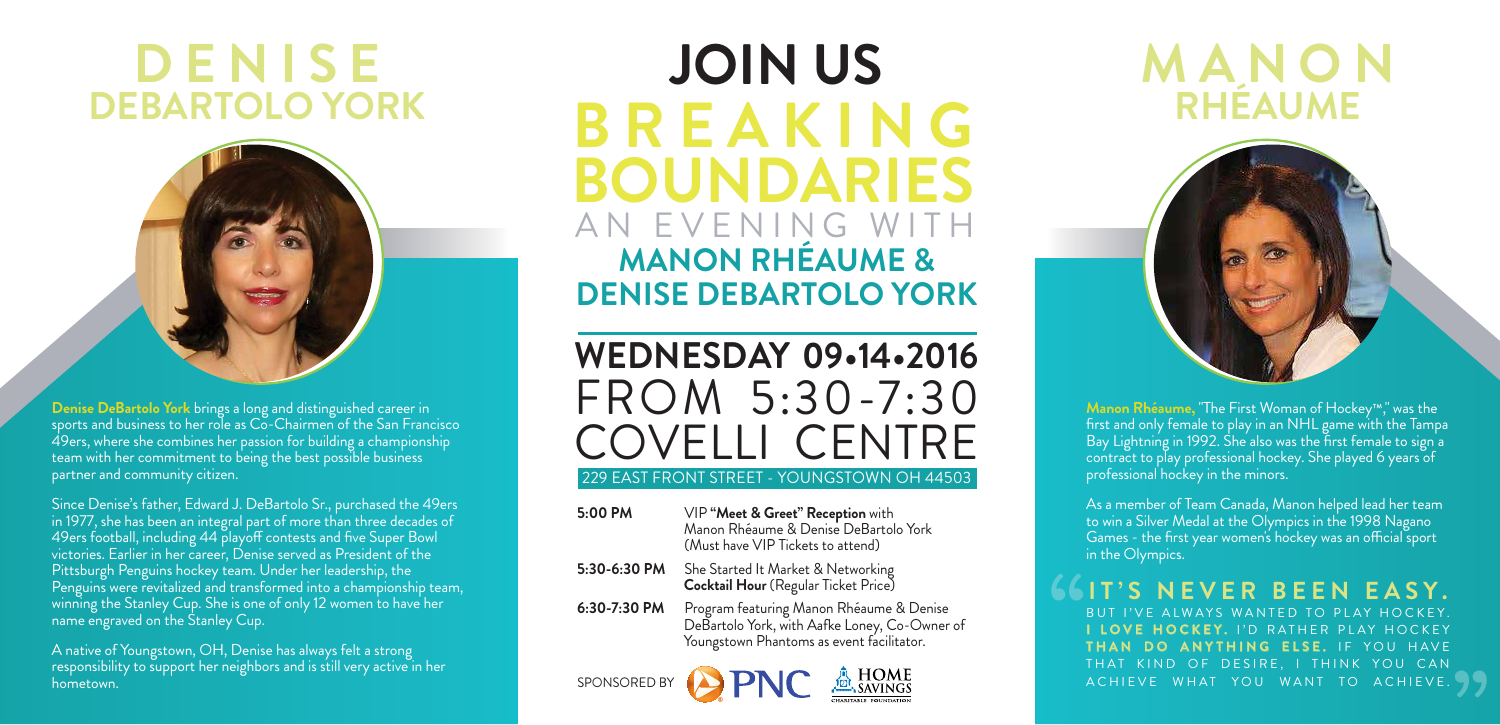# JOIN US

# BREAKING BOUNDARIES

## AN EVENING WITH MANON RHÉAUME & DENISE DEBARTOLO YORK

## WEDNESDAY 09•14•2016

## FROM 5:30-7:30

## COVELLI CENTRE

229 EAST FRONT STREET - YOUNGSTOWN OH 44503

| | |
|---|---|
| **5:00 PM** | VIP **"Meet & Greet" Reception** with Manon Rhéaume & Denise DeBartolo York (Must have VIP Tickets to attend) |
| **5:30-6:30 PM** | She Started It Market & Networking **Cocktail Hour** (Regular Ticket Price) |
| **6:30-7:30 PM** | Program featuring Manon Rhéaume & Denise DeBartolo York, with Aafke Loney, Co-Owner of Youngstown Phantoms as event facilitator. |

SPONSORED BY PNC HOME SAVINGS CHARITABLE FOUNDATION

## DENISE DEBARTOLO YORK

**Denise DeBartolo York** brings a long and distinguished career in sports and business to her role as Co-Chairmen of the San Francisco 49ers, where she combines her passion for building a championship team with her commitment to being the best possible business partner and community citizen.

Since Denise's father, Edward J. DeBartolo Sr., purchased the 49ers in 1977, she has been an integral part of more than three decades of 49ers football, including 44 playoff contests and five Super Bowl victories. Earlier in her career, Denise served as President of the Pittsburgh Penguins hockey team. Under her leadership, the Penguins were revitalized and transformed into a championship team, winning the Stanley Cup. She is one of only 12 women to have her name engraved on the Stanley Cup.

A native of Youngstown, OH, Denise has always felt a strong responsibility to support her neighbors and is still very active in her hometown.

## MANON RHÉAUME

**Manon Rhéaume,** "The First Woman of Hockey™," was the first and only female to play in an NHL game with the Tampa Bay Lightning in 1992. She also was the first female to sign a contract to play professional hockey. She played 6 years of professional hockey in the minors.

As a member of Team Canada, Manon helped lead her team to win a Silver Medal at the Olympics in the 1998 Nagano Games - the first year women's hockey was an official sport in the Olympics.

"**IT'S NEVER BEEN EASY.** BUT I'VE ALWAYS WANTED TO PLAY HOCKEY. **I LOVE HOCKEY.** I'D RATHER PLAY HOCKEY **THAN DO ANYTHING ELSE.** IF YOU HAVE THAT KIND OF DESIRE, I THINK YOU CAN ACHIEVE WHAT YOU WANT TO ACHIEVE."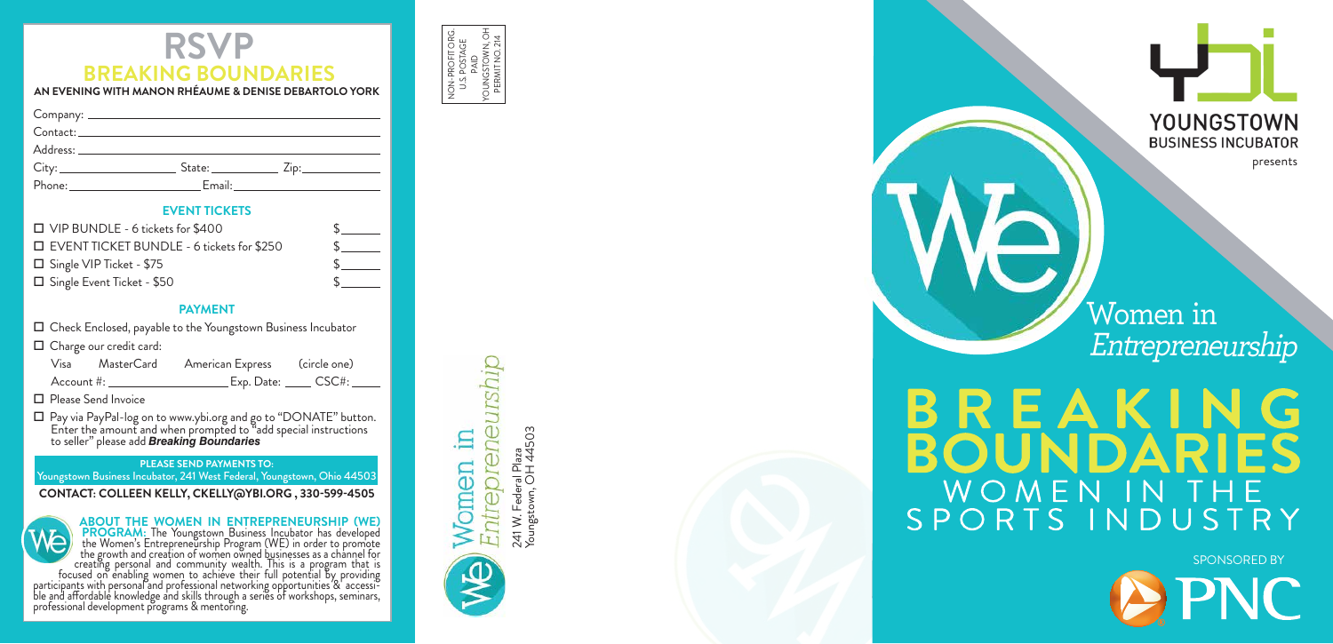# RSVP

## BREAKING BOUNDARIES

**AN EVENING WITH MANON RHÉAUME & DENISE DEBARTOLO YORK**

Company: \_\_\_\_\_\_\_\_\_\_\_\_\_\_\_\_\_\_\_\_

Contact: \_\_\_\_\_\_\_\_\_\_\_\_\_\_\_\_\_\_\_\_

Address: \_\_\_\_\_\_\_\_\_\_\_\_\_\_\_\_\_\_\_\_

City: \_\_\_\_\_\_\_\_\_\_ State: \_\_\_\_\_\_\_\_ Zip: \_\_\_\_\_\_\_\_

Phone: \_\_\_\_\_\_\_\_\_\_ Email: \_\_\_\_\_\_\_\_\_\_

### EVENT TICKETS

- ☐ VIP BUNDLE - 6 tickets for $400 $\_\_\_\_\_\_
- ☐ EVENT TICKET BUNDLE - 6 tickets for $250 $\_\_\_\_\_\_
- ☐ Single VIP Ticket - $75 $\_\_\_\_\_\_
- ☐ Single Event Ticket - $50 $\_\_\_\_\_\_

### PAYMENT

- ☐ Check Enclosed, payable to the Youngstown Business Incubator
- ☐ Charge our credit card:

  Visa MasterCard American Express (circle one)

  Account #: \_\_\_\_\_\_\_\_\_\_ Exp. Date: \_\_\_\_ CSC#: \_\_\_\_
- ☐ Please Send Invoice
- ☐ Pay via PayPal-log on to www.ybi.org and go to "DONATE" button. Enter the amount and when prompted to "add special instructions to seller" please add ***Breaking Boundaries***

**PLEASE SEND PAYMENTS TO:**
**Youngstown Business Incubator, 241 West Federal, Youngstown, Ohio 44503**

**CONTACT: COLLEEN KELLY, CKELLY@YBI.ORG , 330-599-4505**

**ABOUT THE WOMEN IN ENTREPRENEURSHIP (WE) PROGRAM:** The Youngstown Business Incubator has developed the Women's Entrepreneurship Program (WE) in order to promote the growth and creation of women owned businesses as a channel for creating personal and community wealth. This is a program that is focused on enabling women to achieve their full potential by providing participants with personal and professional networking opportunities & accessible and affordable knowledge and skills through a series of workshops, seminars, professional development programs & mentoring.

NON-PROFIT ORG.
U.S. POSTAGE
PAID
YOUNGSTOWN, OH
PERMIT NO. 214

Women in *Entrepreneurship*

241 W. Federal Plaza
Youngstown, OH 44503

YOUNGSTOWN BUSINESS INCUBATOR

presents

We

Women in *Entrepreneurship*

# BREAKING BOUNDARIES

## WOMEN IN THE SPORTS INDUSTRY

SPONSORED BY

PNC